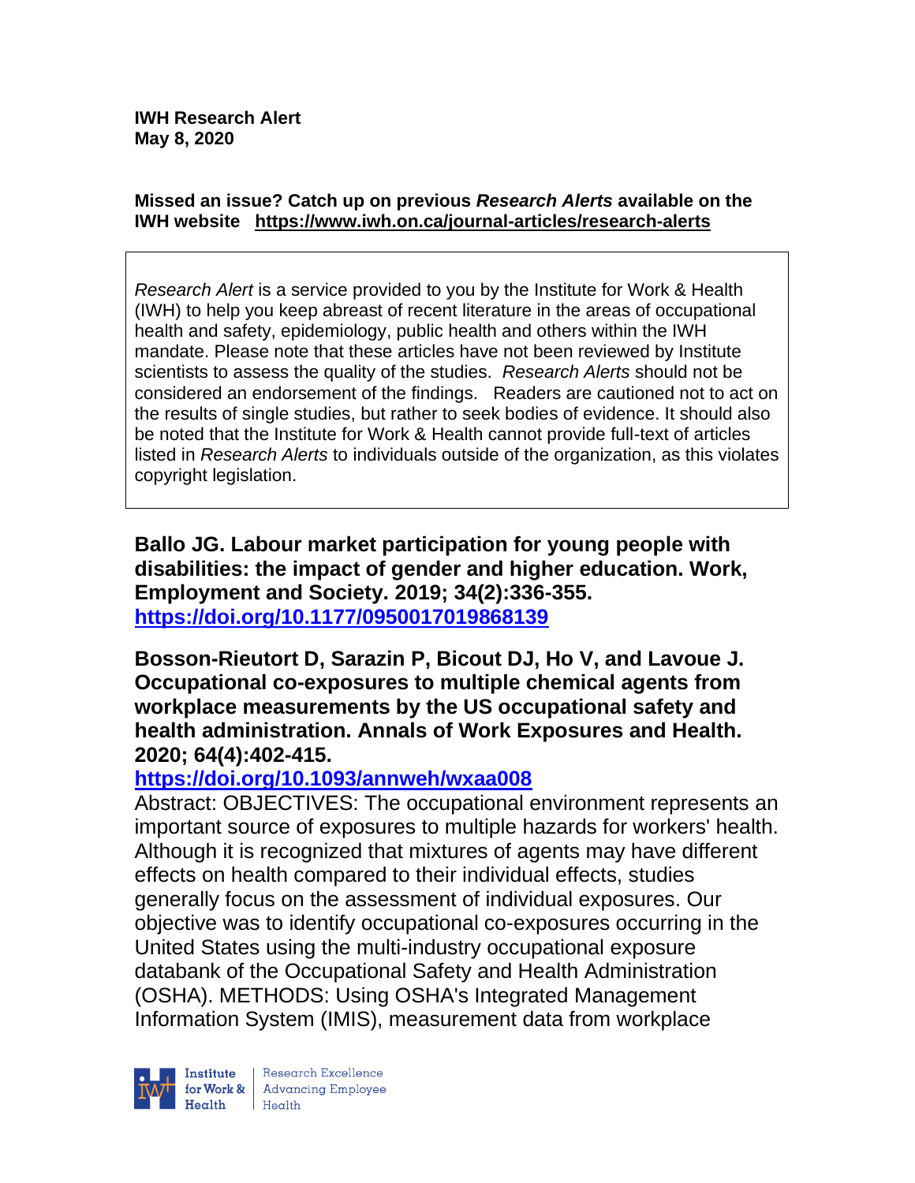**IWH Research Alert**
**May 8, 2020**

**Missed an issue? Catch up on previous *Research Alerts* available on the IWH website https://www.iwh.on.ca/journal-articles/research-alerts**

*Research Alert* is a service provided to you by the Institute for Work & Health (IWH) to help you keep abreast of recent literature in the areas of occupational health and safety, epidemiology, public health and others within the IWH mandate. Please note that these articles have not been reviewed by Institute scientists to assess the quality of the studies. *Research Alerts* should not be considered an endorsement of the findings. Readers are cautioned not to act on the results of single studies, but rather to seek bodies of evidence. It should also be noted that the Institute for Work & Health cannot provide full-text of articles listed in *Research Alerts* to individuals outside of the organization, as this violates copyright legislation.

**Ballo JG. Labour market participation for young people with disabilities: the impact of gender and higher education. Work, Employment and Society. 2019; 34(2):336-355.**
**https://doi.org/10.1177/0950017019868139**

**Bosson-Rieutort D, Sarazin P, Bicout DJ, Ho V, and Lavoue J. Occupational co-exposures to multiple chemical agents from workplace measurements by the US occupational safety and health administration. Annals of Work Exposures and Health. 2020; 64(4):402-415.**
**https://doi.org/10.1093/annweh/wxaa008**

Abstract: OBJECTIVES: The occupational environment represents an important source of exposures to multiple hazards for workers' health. Although it is recognized that mixtures of agents may have different effects on health compared to their individual effects, studies generally focus on the assessment of individual exposures. Our objective was to identify occupational co-exposures occurring in the United States using the multi-industry occupational exposure databank of the Occupational Safety and Health Administration (OSHA). METHODS: Using OSHA's Integrated Management Information System (IMIS), measurement data from workplace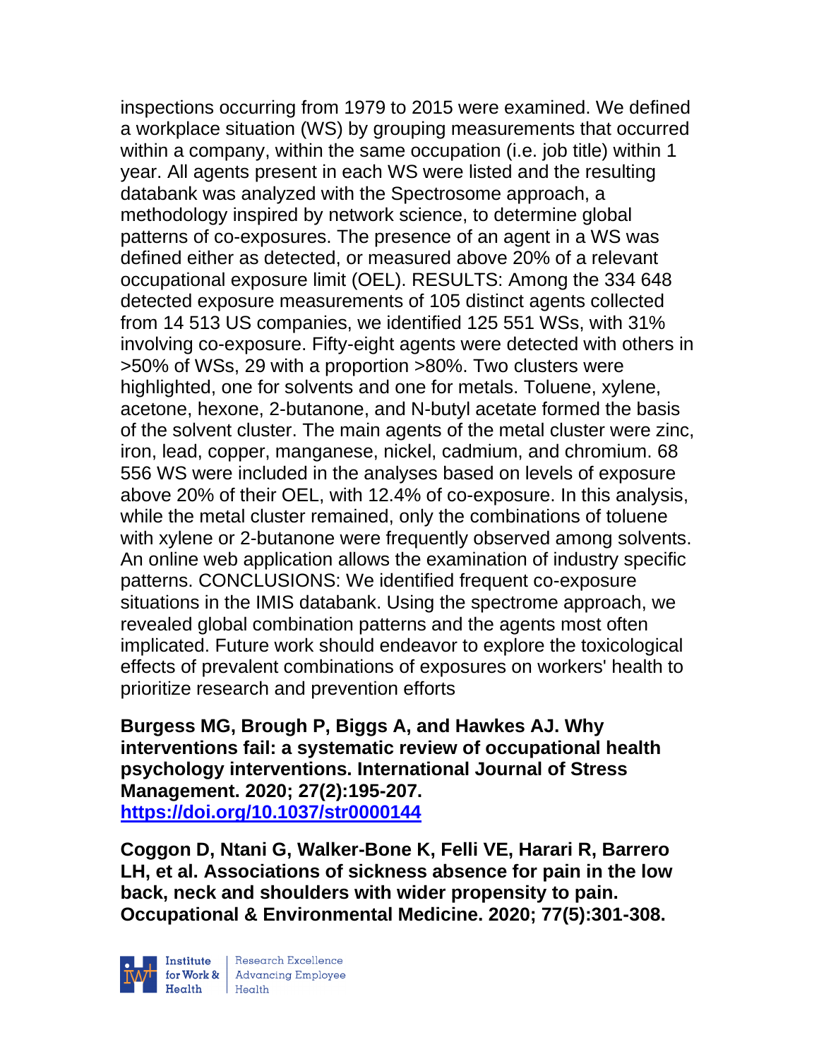inspections occurring from 1979 to 2015 were examined. We defined a workplace situation (WS) by grouping measurements that occurred within a company, within the same occupation (i.e. job title) within 1 year. All agents present in each WS were listed and the resulting databank was analyzed with the Spectrosome approach, a methodology inspired by network science, to determine global patterns of co-exposures. The presence of an agent in a WS was defined either as detected, or measured above 20% of a relevant occupational exposure limit (OEL). RESULTS: Among the 334 648 detected exposure measurements of 105 distinct agents collected from 14 513 US companies, we identified 125 551 WSs, with 31% involving co-exposure. Fifty-eight agents were detected with others in >50% of WSs, 29 with a proportion >80%. Two clusters were highlighted, one for solvents and one for metals. Toluene, xylene, acetone, hexone, 2-butanone, and N-butyl acetate formed the basis of the solvent cluster. The main agents of the metal cluster were zinc, iron, lead, copper, manganese, nickel, cadmium, and chromium. 68 556 WS were included in the analyses based on levels of exposure above 20% of their OEL, with 12.4% of co-exposure. In this analysis, while the metal cluster remained, only the combinations of toluene with xylene or 2-butanone were frequently observed among solvents. An online web application allows the examination of industry specific patterns. CONCLUSIONS: We identified frequent co-exposure situations in the IMIS databank. Using the spectrome approach, we revealed global combination patterns and the agents most often implicated. Future work should endeavor to explore the toxicological effects of prevalent combinations of exposures on workers' health to prioritize research and prevention efforts

**Burgess MG, Brough P, Biggs A, and Hawkes AJ. Why interventions fail: a systematic review of occupational health psychology interventions. International Journal of Stress Management. 2020; 27(2):195-207.**
**https://doi.org/10.1037/str0000144**

**Coggon D, Ntani G, Walker-Bone K, Felli VE, Harari R, Barrero LH, et al. Associations of sickness absence for pain in the low back, neck and shoulders with wider propensity to pain. Occupational & Environmental Medicine. 2020; 77(5):301-308.**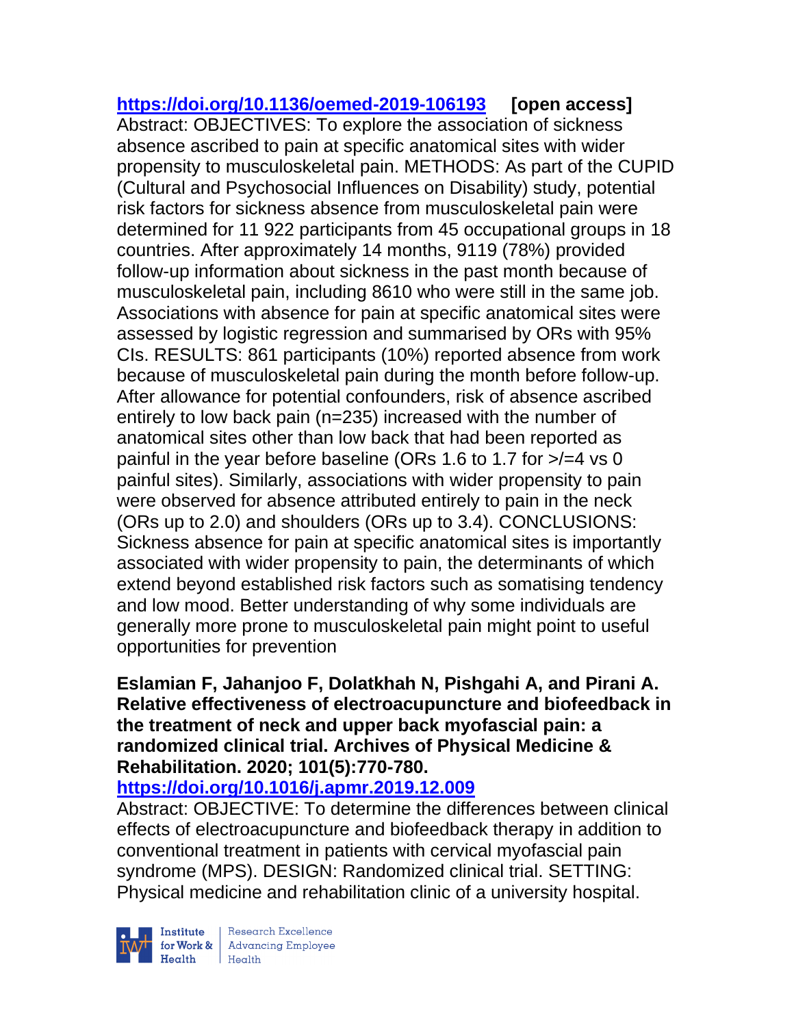https://doi.org/10.1136/oemed-2019-106193 **[open access]**
Abstract: OBJECTIVES: To explore the association of sickness absence ascribed to pain at specific anatomical sites with wider propensity to musculoskeletal pain. METHODS: As part of the CUPID (Cultural and Psychosocial Influences on Disability) study, potential risk factors for sickness absence from musculoskeletal pain were determined for 11 922 participants from 45 occupational groups in 18 countries. After approximately 14 months, 9119 (78%) provided follow-up information about sickness in the past month because of musculoskeletal pain, including 8610 who were still in the same job. Associations with absence for pain at specific anatomical sites were assessed by logistic regression and summarised by ORs with 95% CIs. RESULTS: 861 participants (10%) reported absence from work because of musculoskeletal pain during the month before follow-up. After allowance for potential confounders, risk of absence ascribed entirely to low back pain (n=235) increased with the number of anatomical sites other than low back that had been reported as painful in the year before baseline (ORs 1.6 to 1.7 for >/=4 vs 0 painful sites). Similarly, associations with wider propensity to pain were observed for absence attributed entirely to pain in the neck (ORs up to 2.0) and shoulders (ORs up to 3.4). CONCLUSIONS: Sickness absence for pain at specific anatomical sites is importantly associated with wider propensity to pain, the determinants of which extend beyond established risk factors such as somatising tendency and low mood. Better understanding of why some individuals are generally more prone to musculoskeletal pain might point to useful opportunities for prevention

**Eslamian F, Jahanjoo F, Dolatkhah N, Pishgahi A, and Pirani A. Relative effectiveness of electroacupuncture and biofeedback in the treatment of neck and upper back myofascial pain: a randomized clinical trial. Archives of Physical Medicine & Rehabilitation. 2020; 101(5):770-780.**
https://doi.org/10.1016/j.apmr.2019.12.009
Abstract: OBJECTIVE: To determine the differences between clinical effects of electroacupuncture and biofeedback therapy in addition to conventional treatment in patients with cervical myofascial pain syndrome (MPS). DESIGN: Randomized clinical trial. SETTING: Physical medicine and rehabilitation clinic of a university hospital.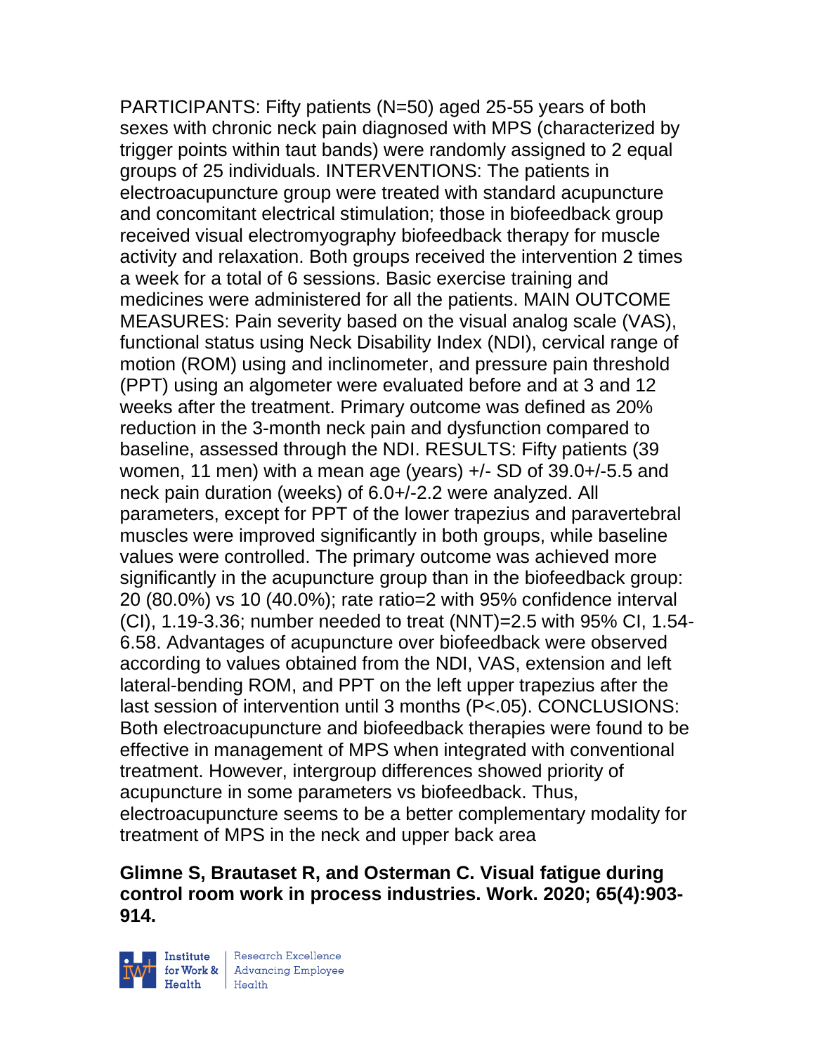PARTICIPANTS: Fifty patients (N=50) aged 25-55 years of both sexes with chronic neck pain diagnosed with MPS (characterized by trigger points within taut bands) were randomly assigned to 2 equal groups of 25 individuals. INTERVENTIONS: The patients in electroacupuncture group were treated with standard acupuncture and concomitant electrical stimulation; those in biofeedback group received visual electromyography biofeedback therapy for muscle activity and relaxation. Both groups received the intervention 2 times a week for a total of 6 sessions. Basic exercise training and medicines were administered for all the patients. MAIN OUTCOME MEASURES: Pain severity based on the visual analog scale (VAS), functional status using Neck Disability Index (NDI), cervical range of motion (ROM) using and inclinometer, and pressure pain threshold (PPT) using an algometer were evaluated before and at 3 and 12 weeks after the treatment. Primary outcome was defined as 20% reduction in the 3-month neck pain and dysfunction compared to baseline, assessed through the NDI. RESULTS: Fifty patients (39 women, 11 men) with a mean age (years) +/- SD of 39.0+/-5.5 and neck pain duration (weeks) of 6.0+/-2.2 were analyzed. All parameters, except for PPT of the lower trapezius and paravertebral muscles were improved significantly in both groups, while baseline values were controlled. The primary outcome was achieved more significantly in the acupuncture group than in the biofeedback group: 20 (80.0%) vs 10 (40.0%); rate ratio=2 with 95% confidence interval (CI), 1.19-3.36; number needed to treat (NNT)=2.5 with 95% CI, 1.54-6.58. Advantages of acupuncture over biofeedback were observed according to values obtained from the NDI, VAS, extension and left lateral-bending ROM, and PPT on the left upper trapezius after the last session of intervention until 3 months (P<.05). CONCLUSIONS: Both electroacupuncture and biofeedback therapies were found to be effective in management of MPS when integrated with conventional treatment. However, intergroup differences showed priority of acupuncture in some parameters vs biofeedback. Thus, electroacupuncture seems to be a better complementary modality for treatment of MPS in the neck and upper back area

**Glimne S, Brautaset R, and Osterman C. Visual fatigue during control room work in process industries. Work. 2020; 65(4):903-914.**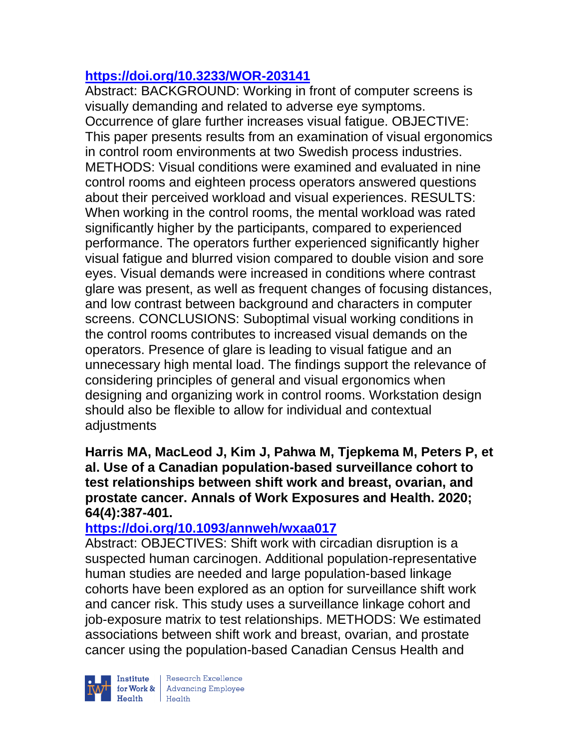https://doi.org/10.3233/WOR-203141

Abstract: BACKGROUND: Working in front of computer screens is visually demanding and related to adverse eye symptoms. Occurrence of glare further increases visual fatigue. OBJECTIVE: This paper presents results from an examination of visual ergonomics in control room environments at two Swedish process industries. METHODS: Visual conditions were examined and evaluated in nine control rooms and eighteen process operators answered questions about their perceived workload and visual experiences. RESULTS: When working in the control rooms, the mental workload was rated significantly higher by the participants, compared to experienced performance. The operators further experienced significantly higher visual fatigue and blurred vision compared to double vision and sore eyes. Visual demands were increased in conditions where contrast glare was present, as well as frequent changes of focusing distances, and low contrast between background and characters in computer screens. CONCLUSIONS: Suboptimal visual working conditions in the control rooms contributes to increased visual demands on the operators. Presence of glare is leading to visual fatigue and an unnecessary high mental load. The findings support the relevance of considering principles of general and visual ergonomics when designing and organizing work in control rooms. Workstation design should also be flexible to allow for individual and contextual adjustments

**Harris MA, MacLeod J, Kim J, Pahwa M, Tjepkema M, Peters P, et al. Use of a Canadian population-based surveillance cohort to test relationships between shift work and breast, ovarian, and prostate cancer. Annals of Work Exposures and Health. 2020; 64(4):387-401.**

https://doi.org/10.1093/annweh/wxaa017

Abstract: OBJECTIVES: Shift work with circadian disruption is a suspected human carcinogen. Additional population-representative human studies are needed and large population-based linkage cohorts have been explored as an option for surveillance shift work and cancer risk. This study uses a surveillance linkage cohort and job-exposure matrix to test relationships. METHODS: We estimated associations between shift work and breast, ovarian, and prostate cancer using the population-based Canadian Census Health and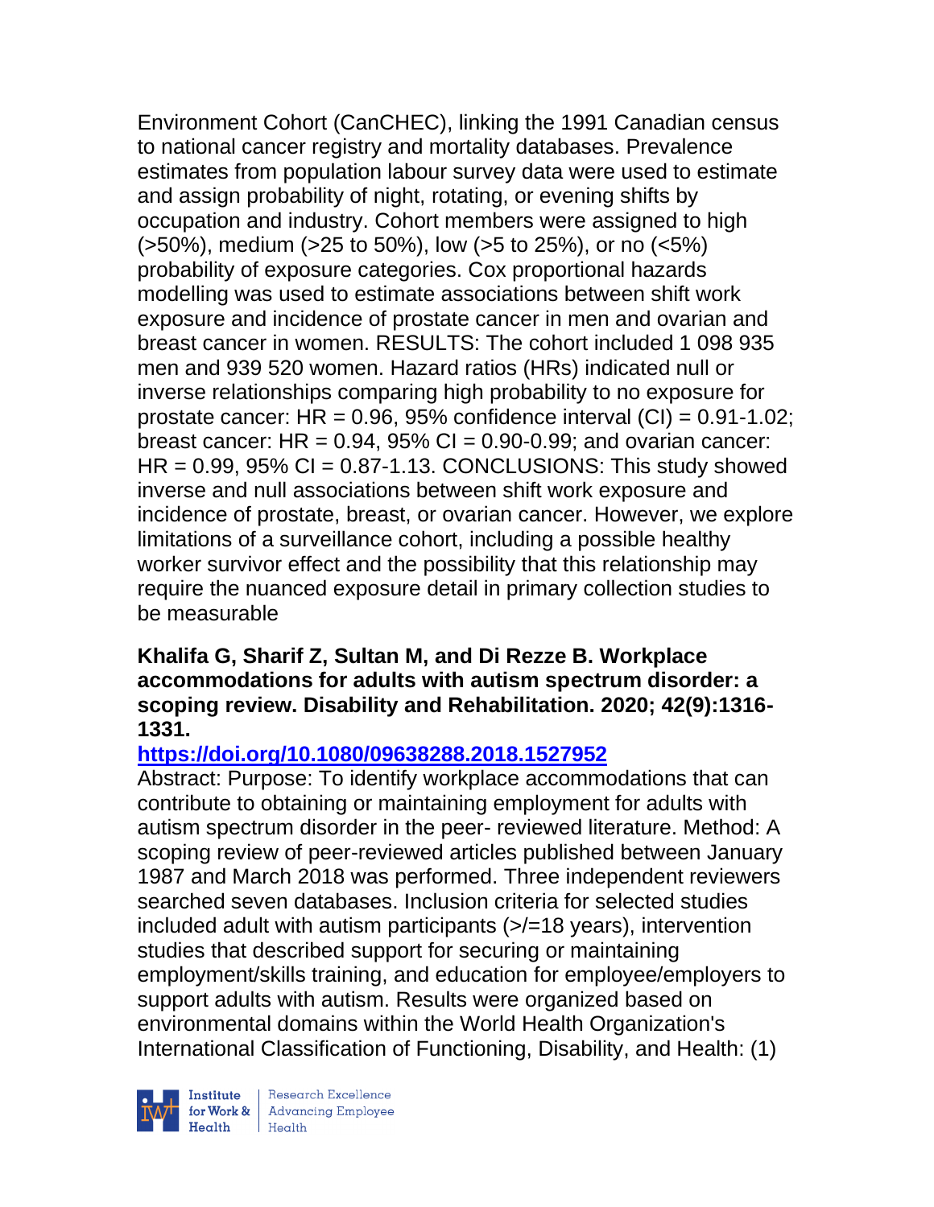Environment Cohort (CanCHEC), linking the 1991 Canadian census to national cancer registry and mortality databases. Prevalence estimates from population labour survey data were used to estimate and assign probability of night, rotating, or evening shifts by occupation and industry. Cohort members were assigned to high (>50%), medium (>25 to 50%), low (>5 to 25%), or no (<5%) probability of exposure categories. Cox proportional hazards modelling was used to estimate associations between shift work exposure and incidence of prostate cancer in men and ovarian and breast cancer in women. RESULTS: The cohort included 1 098 935 men and 939 520 women. Hazard ratios (HRs) indicated null or inverse relationships comparing high probability to no exposure for prostate cancer: HR = 0.96, 95% confidence interval (CI) = 0.91-1.02; breast cancer: HR = 0.94, 95% CI = 0.90-0.99; and ovarian cancer: HR = 0.99, 95% CI = 0.87-1.13. CONCLUSIONS: This study showed inverse and null associations between shift work exposure and incidence of prostate, breast, or ovarian cancer. However, we explore limitations of a surveillance cohort, including a possible healthy worker survivor effect and the possibility that this relationship may require the nuanced exposure detail in primary collection studies to be measurable

**Khalifa G, Sharif Z, Sultan M, and Di Rezze B. Workplace accommodations for adults with autism spectrum disorder: a scoping review. Disability and Rehabilitation. 2020; 42(9):1316-1331.**

**https://doi.org/10.1080/09638288.2018.1527952**

Abstract: Purpose: To identify workplace accommodations that can contribute to obtaining or maintaining employment for adults with autism spectrum disorder in the peer- reviewed literature. Method: A scoping review of peer-reviewed articles published between January 1987 and March 2018 was performed. Three independent reviewers searched seven databases. Inclusion criteria for selected studies included adult with autism participants (>/=18 years), intervention studies that described support for securing or maintaining employment/skills training, and education for employee/employers to support adults with autism. Results were organized based on environmental domains within the World Health Organization's International Classification of Functioning, Disability, and Health: (1)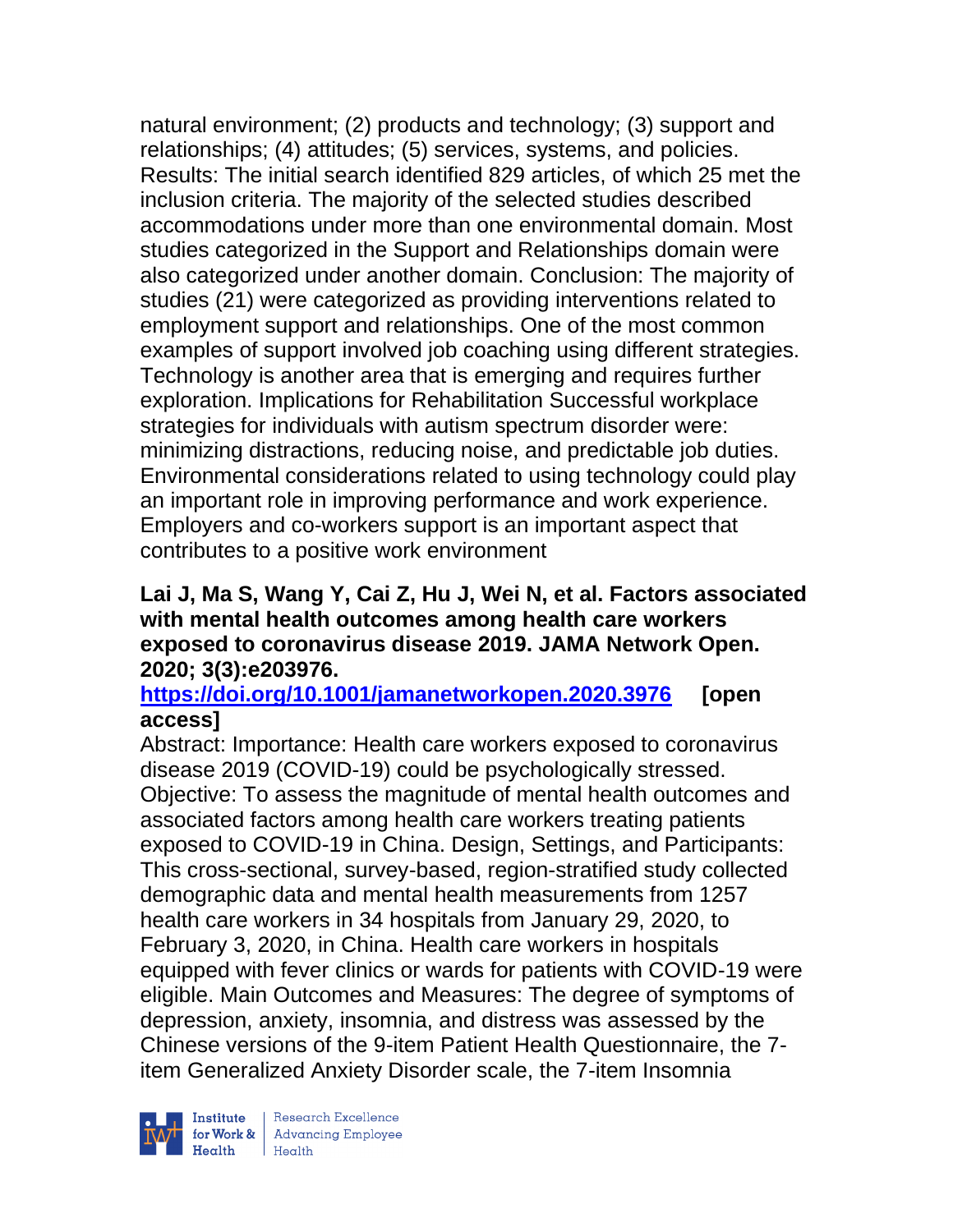natural environment; (2) products and technology; (3) support and relationships; (4) attitudes; (5) services, systems, and policies. Results: The initial search identified 829 articles, of which 25 met the inclusion criteria. The majority of the selected studies described accommodations under more than one environmental domain. Most studies categorized in the Support and Relationships domain were also categorized under another domain. Conclusion: The majority of studies (21) were categorized as providing interventions related to employment support and relationships. One of the most common examples of support involved job coaching using different strategies. Technology is another area that is emerging and requires further exploration. Implications for Rehabilitation Successful workplace strategies for individuals with autism spectrum disorder were: minimizing distractions, reducing noise, and predictable job duties. Environmental considerations related to using technology could play an important role in improving performance and work experience. Employers and co-workers support is an important aspect that contributes to a positive work environment

**Lai J, Ma S, Wang Y, Cai Z, Hu J, Wei N, et al. Factors associated with mental health outcomes among health care workers exposed to coronavirus disease 2019. JAMA Network Open. 2020; 3(3):e203976.**
**https://doi.org/10.1001/jamanetworkopen.2020.3976 [open access]**

Abstract: Importance: Health care workers exposed to coronavirus disease 2019 (COVID-19) could be psychologically stressed. Objective: To assess the magnitude of mental health outcomes and associated factors among health care workers treating patients exposed to COVID-19 in China. Design, Settings, and Participants: This cross-sectional, survey-based, region-stratified study collected demographic data and mental health measurements from 1257 health care workers in 34 hospitals from January 29, 2020, to February 3, 2020, in China. Health care workers in hospitals equipped with fever clinics or wards for patients with COVID-19 were eligible. Main Outcomes and Measures: The degree of symptoms of depression, anxiety, insomnia, and distress was assessed by the Chinese versions of the 9-item Patient Health Questionnaire, the 7-item Generalized Anxiety Disorder scale, the 7-item Insomnia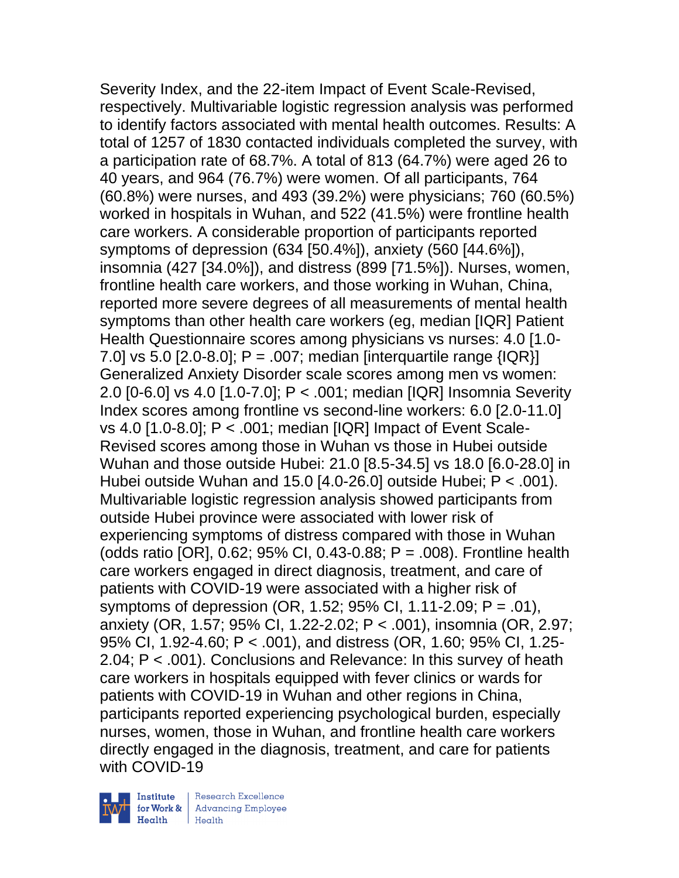Severity Index, and the 22-item Impact of Event Scale-Revised, respectively. Multivariable logistic regression analysis was performed to identify factors associated with mental health outcomes. Results: A total of 1257 of 1830 contacted individuals completed the survey, with a participation rate of 68.7%. A total of 813 (64.7%) were aged 26 to 40 years, and 964 (76.7%) were women. Of all participants, 764 (60.8%) were nurses, and 493 (39.2%) were physicians; 760 (60.5%) worked in hospitals in Wuhan, and 522 (41.5%) were frontline health care workers. A considerable proportion of participants reported symptoms of depression (634 [50.4%]), anxiety (560 [44.6%]), insomnia (427 [34.0%]), and distress (899 [71.5%]). Nurses, women, frontline health care workers, and those working in Wuhan, China, reported more severe degrees of all measurements of mental health symptoms than other health care workers (eg, median [IQR] Patient Health Questionnaire scores among physicians vs nurses: 4.0 [1.0-7.0] vs 5.0 [2.0-8.0]; P = .007; median [interquartile range {IQR}] Generalized Anxiety Disorder scale scores among men vs women: 2.0 [0-6.0] vs 4.0 [1.0-7.0]; P < .001; median [IQR] Insomnia Severity Index scores among frontline vs second-line workers: 6.0 [2.0-11.0] vs 4.0 [1.0-8.0]; P < .001; median [IQR] Impact of Event Scale-Revised scores among those in Wuhan vs those in Hubei outside Wuhan and those outside Hubei: 21.0 [8.5-34.5] vs 18.0 [6.0-28.0] in Hubei outside Wuhan and 15.0 [4.0-26.0] outside Hubei; P < .001). Multivariable logistic regression analysis showed participants from outside Hubei province were associated with lower risk of experiencing symptoms of distress compared with those in Wuhan (odds ratio [OR], 0.62; 95% CI, 0.43-0.88; P = .008). Frontline health care workers engaged in direct diagnosis, treatment, and care of patients with COVID-19 were associated with a higher risk of symptoms of depression (OR, 1.52; 95% CI, 1.11-2.09; P = .01), anxiety (OR, 1.57; 95% CI, 1.22-2.02; P < .001), insomnia (OR, 2.97; 95% CI, 1.92-4.60; P < .001), and distress (OR, 1.60; 95% CI, 1.25-2.04; P < .001). Conclusions and Relevance: In this survey of heath care workers in hospitals equipped with fever clinics or wards for patients with COVID-19 in Wuhan and other regions in China, participants reported experiencing psychological burden, especially nurses, women, those in Wuhan, and frontline health care workers directly engaged in the diagnosis, treatment, and care for patients with COVID-19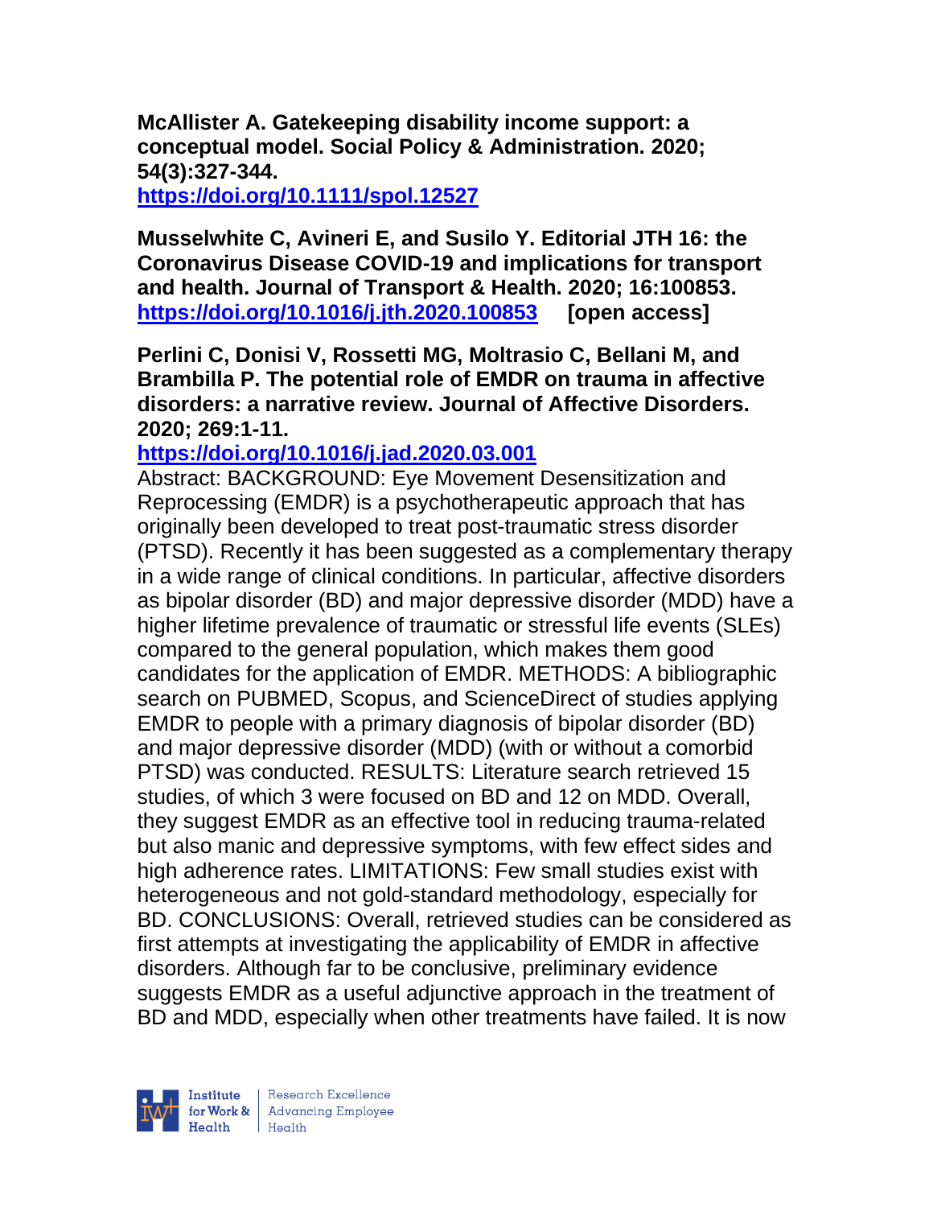**McAllister A. Gatekeeping disability income support: a conceptual model. Social Policy & Administration. 2020; 54(3):327-344.**
**https://doi.org/10.1111/spol.12527**

**Musselwhite C, Avineri E, and Susilo Y. Editorial JTH 16: the Coronavirus Disease COVID-19 and implications for transport and health. Journal of Transport & Health. 2020; 16:100853.**
**https://doi.org/10.1016/j.jth.2020.100853 [open access]**

**Perlini C, Donisi V, Rossetti MG, Moltrasio C, Bellani M, and Brambilla P. The potential role of EMDR on trauma in affective disorders: a narrative review. Journal of Affective Disorders. 2020; 269:1-11.**
**https://doi.org/10.1016/j.jad.2020.03.001**
Abstract: BACKGROUND: Eye Movement Desensitization and Reprocessing (EMDR) is a psychotherapeutic approach that has originally been developed to treat post-traumatic stress disorder (PTSD). Recently it has been suggested as a complementary therapy in a wide range of clinical conditions. In particular, affective disorders as bipolar disorder (BD) and major depressive disorder (MDD) have a higher lifetime prevalence of traumatic or stressful life events (SLEs) compared to the general population, which makes them good candidates for the application of EMDR. METHODS: A bibliographic search on PUBMED, Scopus, and ScienceDirect of studies applying EMDR to people with a primary diagnosis of bipolar disorder (BD) and major depressive disorder (MDD) (with or without a comorbid PTSD) was conducted. RESULTS: Literature search retrieved 15 studies, of which 3 were focused on BD and 12 on MDD. Overall, they suggest EMDR as an effective tool in reducing trauma-related but also manic and depressive symptoms, with few effect sides and high adherence rates. LIMITATIONS: Few small studies exist with heterogeneous and not gold-standard methodology, especially for BD. CONCLUSIONS: Overall, retrieved studies can be considered as first attempts at investigating the applicability of EMDR in affective disorders. Although far to be conclusive, preliminary evidence suggests EMDR as a useful adjunctive approach in the treatment of BD and MDD, especially when other treatments have failed. It is now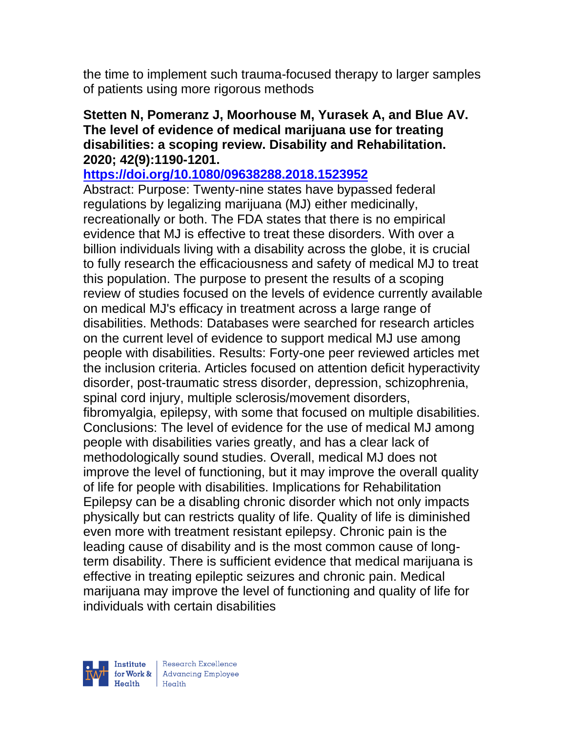the time to implement such trauma-focused therapy to larger samples of patients using more rigorous methods

**Stetten N, Pomeranz J, Moorhouse M, Yurasek A, and Blue AV. The level of evidence of medical marijuana use for treating disabilities: a scoping review. Disability and Rehabilitation. 2020; 42(9):1190-1201.**

**https://doi.org/10.1080/09638288.2018.1523952**

Abstract: Purpose: Twenty-nine states have bypassed federal regulations by legalizing marijuana (MJ) either medicinally, recreationally or both. The FDA states that there is no empirical evidence that MJ is effective to treat these disorders. With over a billion individuals living with a disability across the globe, it is crucial to fully research the efficaciousness and safety of medical MJ to treat this population. The purpose to present the results of a scoping review of studies focused on the levels of evidence currently available on medical MJ's efficacy in treatment across a large range of disabilities. Methods: Databases were searched for research articles on the current level of evidence to support medical MJ use among people with disabilities. Results: Forty-one peer reviewed articles met the inclusion criteria. Articles focused on attention deficit hyperactivity disorder, post-traumatic stress disorder, depression, schizophrenia, spinal cord injury, multiple sclerosis/movement disorders, fibromyalgia, epilepsy, with some that focused on multiple disabilities. Conclusions: The level of evidence for the use of medical MJ among people with disabilities varies greatly, and has a clear lack of methodologically sound studies. Overall, medical MJ does not improve the level of functioning, but it may improve the overall quality of life for people with disabilities. Implications for Rehabilitation Epilepsy can be a disabling chronic disorder which not only impacts physically but can restricts quality of life. Quality of life is diminished even more with treatment resistant epilepsy. Chronic pain is the leading cause of disability and is the most common cause of long-term disability. There is sufficient evidence that medical marijuana is effective in treating epileptic seizures and chronic pain. Medical marijuana may improve the level of functioning and quality of life for individuals with certain disabilities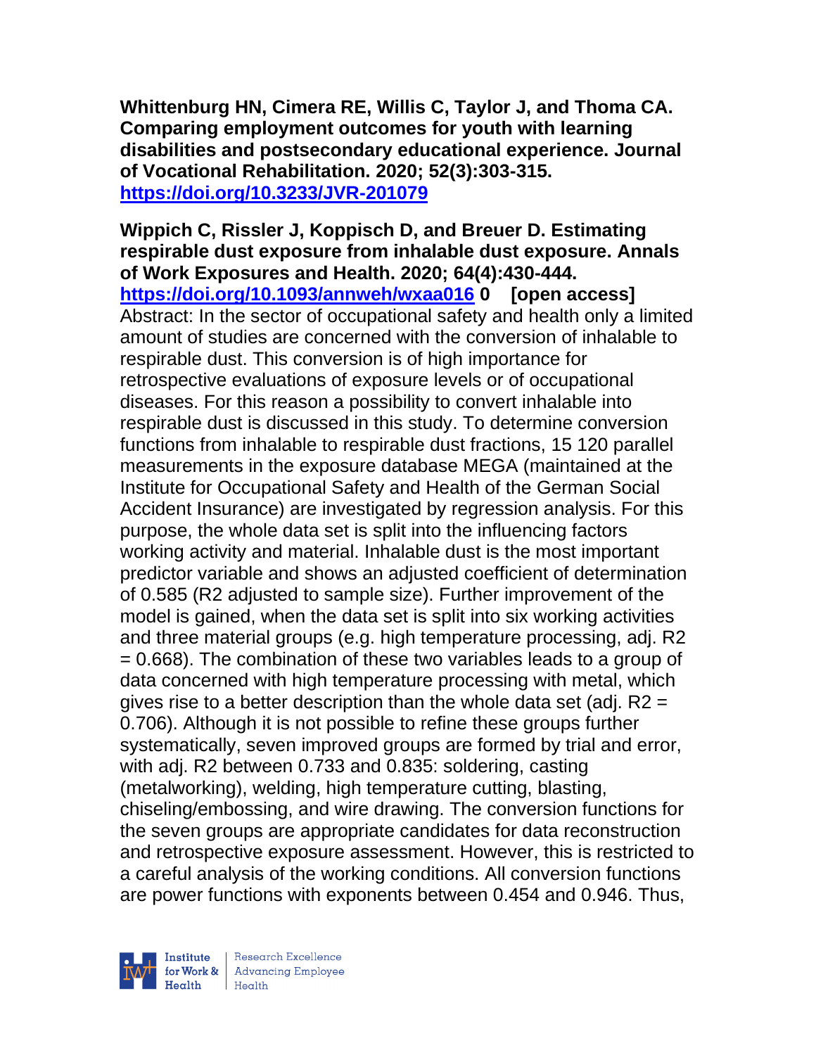**Whittenburg HN, Cimera RE, Willis C, Taylor J, and Thoma CA. Comparing employment outcomes for youth with learning disabilities and postsecondary educational experience. Journal of Vocational Rehabilitation. 2020; 52(3):303-315. https://doi.org/10.3233/JVR-201079**

**Wippich C, Rissler J, Koppisch D, and Breuer D. Estimating respirable dust exposure from inhalable dust exposure. Annals of Work Exposures and Health. 2020; 64(4):430-444. https://doi.org/10.1093/annweh/wxaa016 0 [open access]**

Abstract: In the sector of occupational safety and health only a limited amount of studies are concerned with the conversion of inhalable to respirable dust. This conversion is of high importance for retrospective evaluations of exposure levels or of occupational diseases. For this reason a possibility to convert inhalable into respirable dust is discussed in this study. To determine conversion functions from inhalable to respirable dust fractions, 15 120 parallel measurements in the exposure database MEGA (maintained at the Institute for Occupational Safety and Health of the German Social Accident Insurance) are investigated by regression analysis. For this purpose, the whole data set is split into the influencing factors working activity and material. Inhalable dust is the most important predictor variable and shows an adjusted coefficient of determination of 0.585 ($R^2$ adjusted to sample size). Further improvement of the model is gained, when the data set is split into six working activities and three material groups (e.g. high temperature processing, adj. $R^2 = 0.668$). The combination of these two variables leads to a group of data concerned with high temperature processing with metal, which gives rise to a better description than the whole data set (adj. $R^2 = 0.706$). Although it is not possible to refine these groups further systematically, seven improved groups are formed by trial and error, with adj. $R^2$ between 0.733 and 0.835: soldering, casting (metalworking), welding, high temperature cutting, blasting, chiseling/embossing, and wire drawing. The conversion functions for the seven groups are appropriate candidates for data reconstruction and retrospective exposure assessment. However, this is restricted to a careful analysis of the working conditions. All conversion functions are power functions with exponents between 0.454 and 0.946. Thus,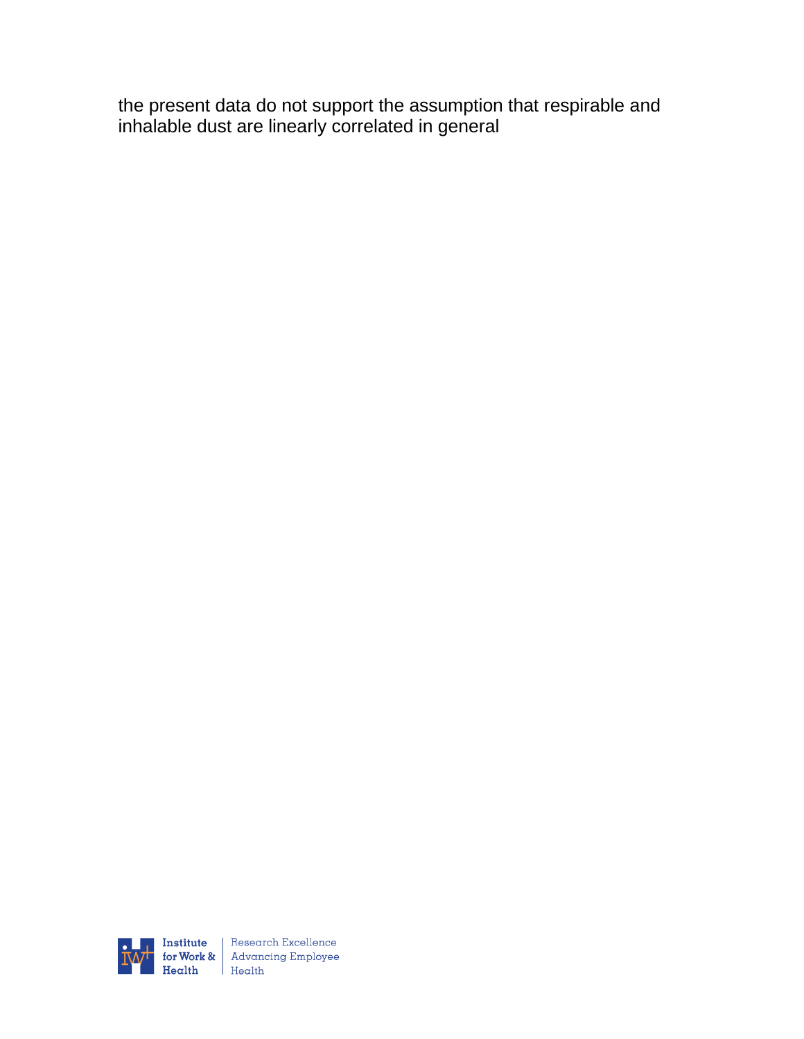the present data do not support the assumption that respirable and inhalable dust are linearly correlated in general